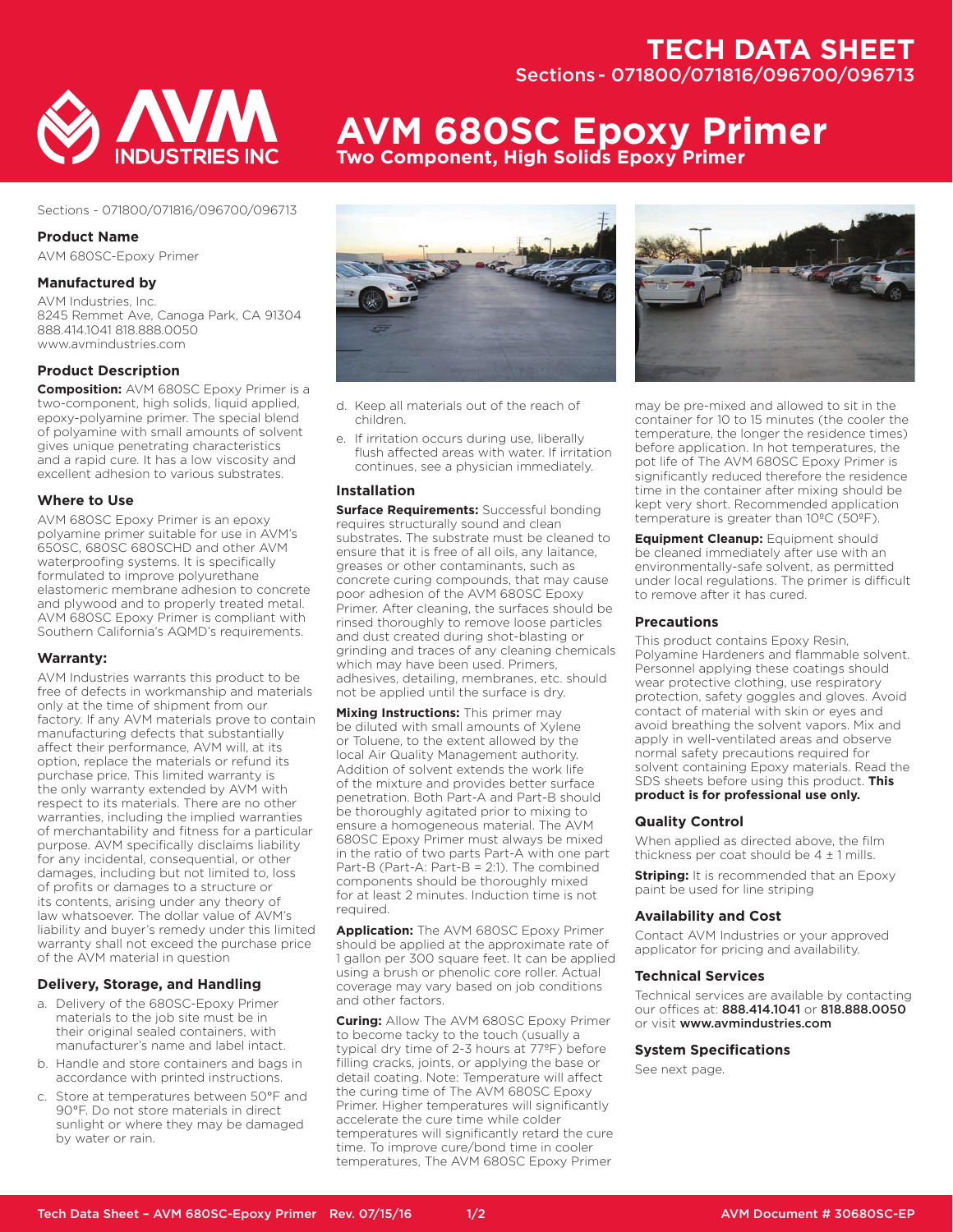# TECH DATA SHEET

Sections - 071800/071816/096700/096713

# AVM 680SC Epoxy Primer

## Two Component, High Solids Epoxy Primer

Sections - 071800/071816/096700/096713

### Product Name

AVM 680SC-Epoxy Primer

### Manufactured by

AVM Industries, Inc.
8245 Remmet Ave, Canoga Park, CA 91304
888.414.1041 818.888.0050
www.avmindustries.com

### Product Description

**Composition:** AVM 680SC Epoxy Primer is a two-component, high solids, liquid applied, epoxy-polyamine primer. The special blend of polyamine with small amounts of solvent gives unique penetrating characteristics and a rapid cure. It has a low viscosity and excellent adhesion to various substrates.

### Where to Use

AVM 680SC Epoxy Primer is an epoxy polyamine primer suitable for use in AVM's 650SC, 680SC 680SCHD and other AVM waterproofing systems. It is specifically formulated to improve polyurethane elastomeric membrane adhesion to concrete and plywood and to properly treated metal. AVM 680SC Epoxy Primer is compliant with Southern California's AQMD's requirements.

### Warranty:

AVM Industries warrants this product to be free of defects in workmanship and materials only at the time of shipment from our factory. If any AVM materials prove to contain manufacturing defects that substantially affect their performance, AVM will, at its option, replace the materials or refund its purchase price. This limited warranty is the only warranty extended by AVM with respect to its materials. There are no other warranties, including the implied warranties of merchantability and fitness for a particular purpose. AVM specifically disclaims liability for any incidental, consequential, or other damages, including but not limited to, loss of profits or damages to a structure or its contents, arising under any theory of law whatsoever. The dollar value of AVM's liability and buyer's remedy under this limited warranty shall not exceed the purchase price of the AVM material in question

### Delivery, Storage, and Handling

a. Delivery of the 680SC-Epoxy Primer materials to the job site must be in their original sealed containers, with manufacturer's name and label intact.
b. Handle and store containers and bags in accordance with printed instructions.
c. Store at temperatures between 50°F and 90°F. Do not store materials in direct sunlight or where they may be damaged by water or rain.
d. Keep all materials out of the reach of children.
e. If irritation occurs during use, liberally flush affected areas with water. If irritation continues, see a physician immediately.

### Installation

**Surface Requirements:** Successful bonding requires structurally sound and clean substrates. The substrate must be cleaned to ensure that it is free of all oils, any laitance, greases or other contaminants, such as concrete curing compounds, that may cause poor adhesion of the AVM 680SC Epoxy Primer. After cleaning, the surfaces should be rinsed thoroughly to remove loose particles and dust created during shot-blasting or grinding and traces of any cleaning chemicals which may have been used. Primers, adhesives, detailing, membranes, etc. should not be applied until the surface is dry.

**Mixing Instructions:** This primer may be diluted with small amounts of Xylene or Toluene, to the extent allowed by the local Air Quality Management authority. Addition of solvent extends the work life of the mixture and provides better surface penetration. Both Part-A and Part-B should be thoroughly agitated prior to mixing to ensure a homogeneous material. The AVM 680SC Epoxy Primer must always be mixed in the ratio of two parts Part-A with one part Part-B (Part-A: Part-B = 2:1). The combined components should be thoroughly mixed for at least 2 minutes. Induction time is not required.

**Application:** The AVM 680SC Epoxy Primer should be applied at the approximate rate of 1 gallon per 300 square feet. It can be applied using a brush or phenolic core roller. Actual coverage may vary based on job conditions and other factors.

**Curing:** Allow The AVM 680SC Epoxy Primer to become tacky to the touch (usually a typical dry time of 2-3 hours at 77ºF) before filling cracks, joints, or applying the base or detail coating. Note: Temperature will affect the curing time of The AVM 680SC Epoxy Primer. Higher temperatures will significantly accelerate the cure time while colder temperatures will significantly retard the cure time. To improve cure/bond time in cooler temperatures, The AVM 680SC Epoxy Primer may be pre-mixed and allowed to sit in the container for 10 to 15 minutes (the cooler the temperature, the longer the residence times) before application. In hot temperatures, the pot life of The AVM 680SC Epoxy Primer is significantly reduced therefore the residence time in the container after mixing should be kept very short. Recommended application temperature is greater than 10ºC (50ºF).

**Equipment Cleanup:** Equipment should be cleaned immediately after use with an environmentally-safe solvent, as permitted under local regulations. The primer is difficult to remove after it has cured.

### Precautions

This product contains Epoxy Resin, Polyamine Hardeners and flammable solvent. Personnel applying these coatings should wear protective clothing, use respiratory protection, safety goggles and gloves. Avoid contact of material with skin or eyes and avoid breathing the solvent vapors. Mix and apply in well-ventilated areas and observe normal safety precautions required for solvent containing Epoxy materials. Read the SDS sheets before using this product. **This product is for professional use only.**

### Quality Control

When applied as directed above, the film thickness per coat should be 4 ± 1 mills.

**Striping:** It is recommended that an Epoxy paint be used for line striping

### Availability and Cost

Contact AVM Industries or your approved applicator for pricing and availability.

### Technical Services

Technical services are available by contacting our offices at: **888.414.1041** or **818.888.0050** or visit **www.avmindustries.com**

### System Specifications

See next page.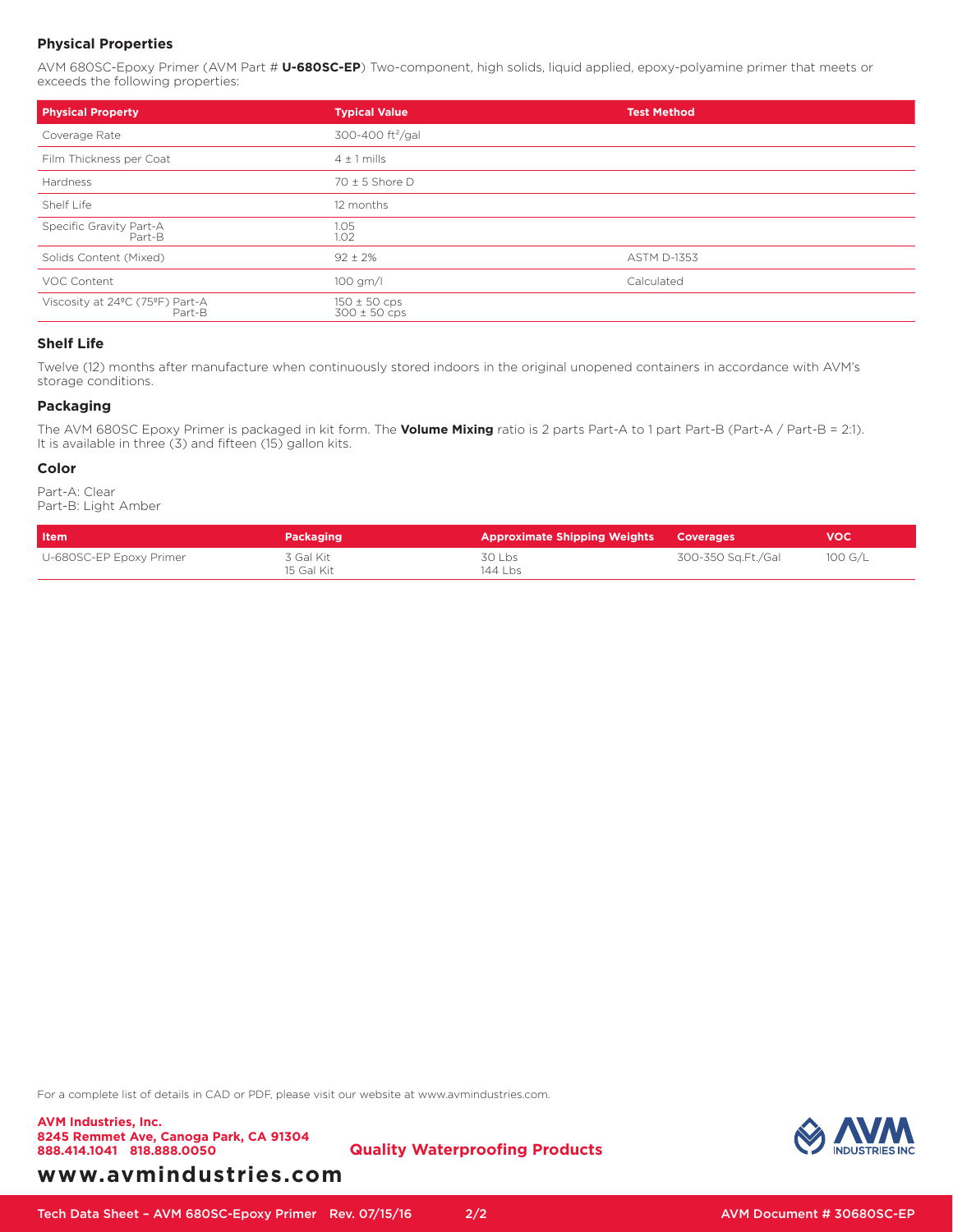## Physical Properties

AVM 680SC-Epoxy Primer (AVM Part # **U-680SC-EP**) Two-component, high solids, liquid applied, epoxy-polyamine primer that meets or exceeds the following properties:

| Physical Property | Typical Value | Test Method |
|---|---|---|
| Coverage Rate | 300-400 ft²/gal | |
| Film Thickness per Coat | 4 ± 1 mills | |
| Hardness | 70 ± 5 Shore D | |
| Shelf Life | 12 months | |
| Specific Gravity Part-A<br>Part-B | 1.05<br>1.02 | |
| Solids Content (Mixed) | 92 ± 2% | ASTM D-1353 |
| VOC Content | 100 gm/l | Calculated |
| Viscosity at 24ºC (75ºF) Part-A<br>Part-B | 150 ± 50 cps<br>300 ± 50 cps | |

## Shelf Life

Twelve (12) months after manufacture when continuously stored indoors in the original unopened containers in accordance with AVM's storage conditions.

## Packaging

The AVM 680SC Epoxy Primer is packaged in kit form. The **Volume Mixing** ratio is 2 parts Part-A to 1 part Part-B (Part-A / Part-B = 2:1). It is available in three (3) and fifteen (15) gallon kits.

## Color

Part-A: Clear
Part-B: Light Amber

| Item | Packaging | Approximate Shipping Weights | Coverages | VOC |
|---|---|---|---|---|
| U-680SC-EP Epoxy Primer | 3 Gal Kit<br>15 Gal Kit | 30 Lbs<br>144 Lbs | 300-350 Sq.Ft./Gal | 100 G/L |

For a complete list of details in CAD or PDF, please visit our website at www.avmindustries.com.

**AVM Industries, Inc.**
**8245 Remmet Ave, Canoga Park, CA 91304**
**888.414.1041 818.888.0050**

**Quality Waterproofing Products**

**www.avmindustries.com**

Tech Data Sheet – AVM 680SC-Epoxy Primer Rev. 07/15/16

AVM Document # 30680SC-EP